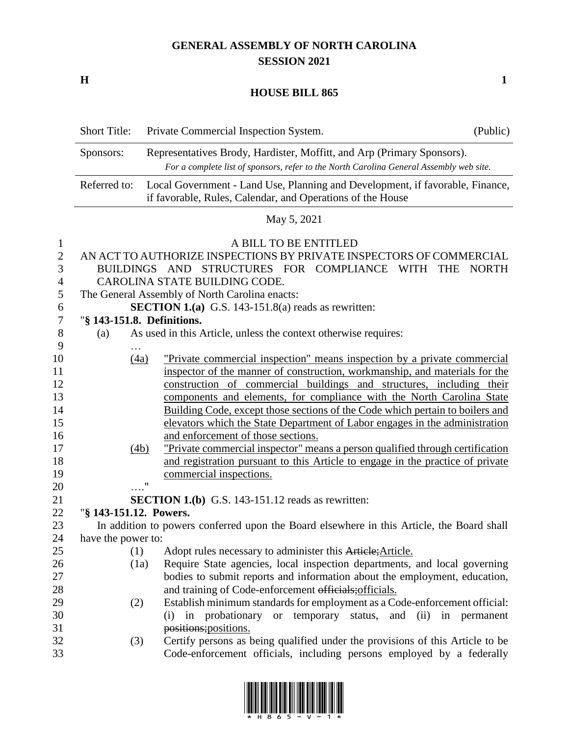# GENERAL ASSEMBLY OF NORTH CAROLINA
## SESSION 2021

**H** **1**

## HOUSE BILL 865

| Short Title: | Private Commercial Inspection System. | (Public) |
|---|---|---|
| Sponsors: | Representatives Brody, Hardister, Moffitt, and Arp (Primary Sponsors). *For a complete list of sponsors, refer to the North Carolina General Assembly web site.* | |
| Referred to: | Local Government - Land Use, Planning and Development, if favorable, Finance, if favorable, Rules, Calendar, and Operations of the House | |

May 5, 2021

A BILL TO BE ENTITLED

AN ACT TO AUTHORIZE INSPECTIONS BY PRIVATE INSPECTORS OF COMMERCIAL BUILDINGS AND STRUCTURES FOR COMPLIANCE WITH THE NORTH CAROLINA STATE BUILDING CODE.

The General Assembly of North Carolina enacts:

**SECTION 1.(a)** G.S. 143-151.8(a) reads as rewritten:

"**§ 143-151.8. Definitions.**

(a) As used in this Article, unless the context otherwise requires:

…

<u>(4a)</u> <u>"Private commercial inspection" means inspection by a private commercial inspector of the manner of construction, workmanship, and materials for the construction of commercial buildings and structures, including their components and elements, for compliance with the North Carolina State Building Code, except those sections of the Code which pertain to boilers and elevators which the State Department of Labor engages in the administration and enforcement of those sections.</u>

<u>(4b)</u> <u>"Private commercial inspector" means a person qualified through certification and registration pursuant to this Article to engage in the practice of private commercial inspections.</u>

…."

**SECTION 1.(b)** G.S. 143-151.12 reads as rewritten:

"**§ 143-151.12. Powers.**

In addition to powers conferred upon the Board elsewhere in this Article, the Board shall have the power to:

(1) Adopt rules necessary to administer this ~~Article;~~<u>Article.</u>

(1a) Require State agencies, local inspection departments, and local governing bodies to submit reports and information about the employment, education, and training of Code-enforcement ~~officials;~~<u>officials.</u>

(2) Establish minimum standards for employment as a Code-enforcement official: (i) in probationary or temporary status, and (ii) in permanent ~~positions;~~<u>positions.</u>

(3) Certify persons as being qualified under the provisions of this Article to be Code-enforcement officials, including persons employed by a federally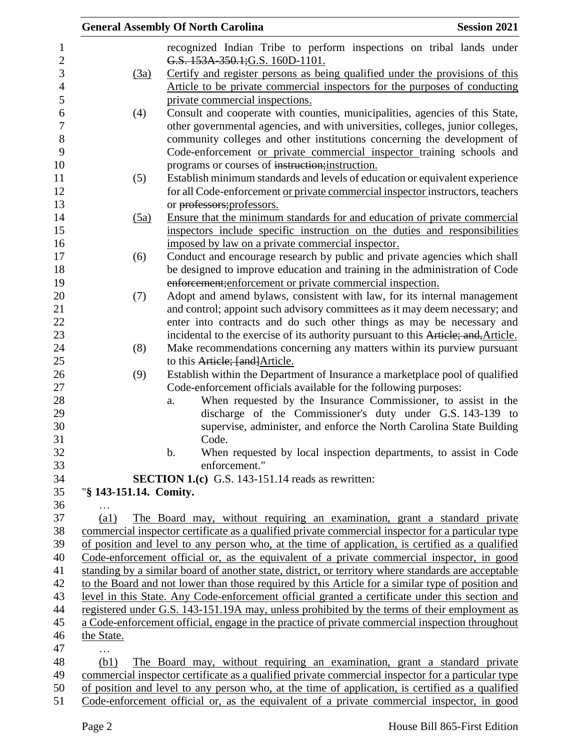recognized Indian Tribe to perform inspections on tribal lands under ~~G.S. 153A-350.1;~~G.S. 160D-1101.

(3a) Certify and register persons as being qualified under the provisions of this Article to be private commercial inspectors for the purposes of conducting private commercial inspections.

(4) Consult and cooperate with counties, municipalities, agencies of this State, other governmental agencies, and with universities, colleges, junior colleges, community colleges and other institutions concerning the development of Code-enforcement or private commercial inspector training schools and programs or courses of ~~instruction;~~instruction.

(5) Establish minimum standards and levels of education or equivalent experience for all Code-enforcement or private commercial inspector instructors, teachers or ~~professors;~~professors.

(5a) Ensure that the minimum standards for and education of private commercial inspectors include specific instruction on the duties and responsibilities imposed by law on a private commercial inspector.

(6) Conduct and encourage research by public and private agencies which shall be designed to improve education and training in the administration of Code ~~enforcement;~~enforcement or private commercial inspection.

(7) Adopt and amend bylaws, consistent with law, for its internal management and control; appoint such advisory committees as it may deem necessary; and enter into contracts and do such other things as may be necessary and incidental to the exercise of its authority pursuant to this ~~Article; and,~~Article.

(8) Make recommendations concerning any matters within its purview pursuant to this ~~Article; [and]~~Article.

(9) Establish within the Department of Insurance a marketplace pool of qualified Code-enforcement officials available for the following purposes:

a. When requested by the Insurance Commissioner, to assist in the discharge of the Commissioner's duty under G.S. 143-139 to supervise, administer, and enforce the North Carolina State Building Code.

b. When requested by local inspection departments, to assist in Code enforcement."

**SECTION 1.(c)** G.S. 143-151.14 reads as rewritten:

"**§ 143-151.14. Comity.**

…

(a1) The Board may, without requiring an examination, grant a standard private commercial inspector certificate as a qualified private commercial inspector for a particular type of position and level to any person who, at the time of application, is certified as a qualified Code-enforcement official or, as the equivalent of a private commercial inspector, in good standing by a similar board of another state, district, or territory where standards are acceptable to the Board and not lower than those required by this Article for a similar type of position and level in this State. Any Code-enforcement official granted a certificate under this section and registered under G.S. 143-151.19A may, unless prohibited by the terms of their employment as a Code-enforcement official, engage in the practice of private commercial inspection throughout the State.

…

(b1) The Board may, without requiring an examination, grant a standard private commercial inspector certificate as a qualified private commercial inspector for a particular type of position and level to any person who, at the time of application, is certified as a qualified Code-enforcement official or, as the equivalent of a private commercial inspector, in good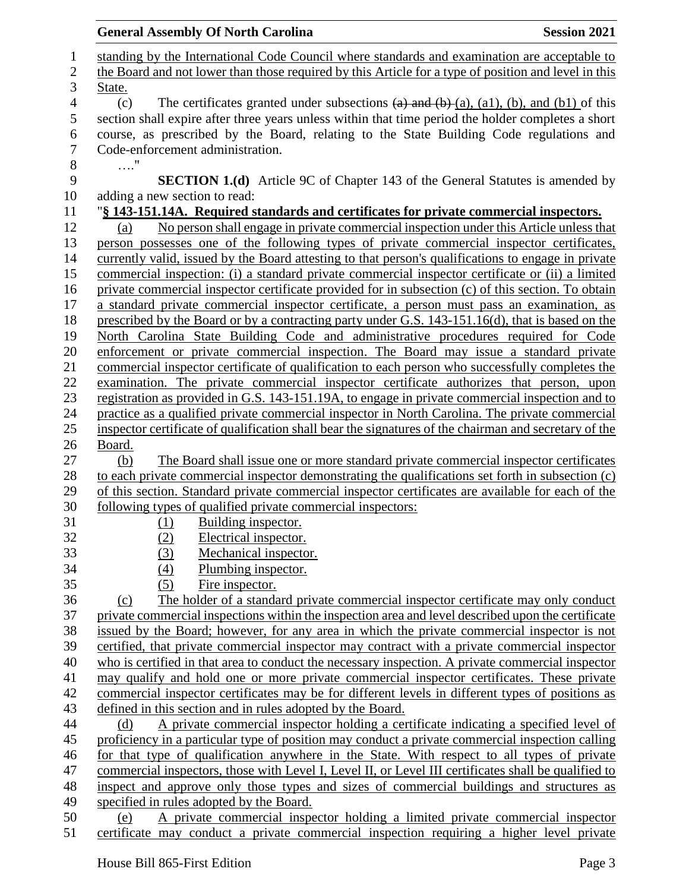standing by the International Code Council where standards and examination are acceptable to the Board and not lower than those required by this Article for a type of position and level in this State.

(c) The certificates granted under subsections ~~(a) and (b)~~ (a), (a1), (b), and (b1) of this section shall expire after three years unless within that time period the holder completes a short course, as prescribed by the Board, relating to the State Building Code regulations and Code-enforcement administration.

…."

**SECTION 1.(d)** Article 9C of Chapter 143 of the General Statutes is amended by adding a new section to read:

"**§ 143-151.14A. Required standards and certificates for private commercial inspectors.**

(a) No person shall engage in private commercial inspection under this Article unless that person possesses one of the following types of private commercial inspector certificates, currently valid, issued by the Board attesting to that person's qualifications to engage in private commercial inspection: (i) a standard private commercial inspector certificate or (ii) a limited private commercial inspector certificate provided for in subsection (c) of this section. To obtain a standard private commercial inspector certificate, a person must pass an examination, as prescribed by the Board or by a contracting party under G.S. 143-151.16(d), that is based on the North Carolina State Building Code and administrative procedures required for Code enforcement or private commercial inspection. The Board may issue a standard private commercial inspector certificate of qualification to each person who successfully completes the examination. The private commercial inspector certificate authorizes that person, upon registration as provided in G.S. 143-151.19A, to engage in private commercial inspection and to practice as a qualified private commercial inspector in North Carolina. The private commercial inspector certificate of qualification shall bear the signatures of the chairman and secretary of the Board.

(b) The Board shall issue one or more standard private commercial inspector certificates to each private commercial inspector demonstrating the qualifications set forth in subsection (c) of this section. Standard private commercial inspector certificates are available for each of the following types of qualified private commercial inspectors:

(1) Building inspector.
(2) Electrical inspector.
(3) Mechanical inspector.
(4) Plumbing inspector.
(5) Fire inspector.

(c) The holder of a standard private commercial inspector certificate may only conduct private commercial inspections within the inspection area and level described upon the certificate issued by the Board; however, for any area in which the private commercial inspector is not certified, that private commercial inspector may contract with a private commercial inspector who is certified in that area to conduct the necessary inspection. A private commercial inspector may qualify and hold one or more private commercial inspector certificates. These private commercial inspector certificates may be for different levels in different types of positions as defined in this section and in rules adopted by the Board.

(d) A private commercial inspector holding a certificate indicating a specified level of proficiency in a particular type of position may conduct a private commercial inspection calling for that type of qualification anywhere in the State. With respect to all types of private commercial inspectors, those with Level I, Level II, or Level III certificates shall be qualified to inspect and approve only those types and sizes of commercial buildings and structures as specified in rules adopted by the Board.

(e) A private commercial inspector holding a limited private commercial inspector certificate may conduct a private commercial inspection requiring a higher level private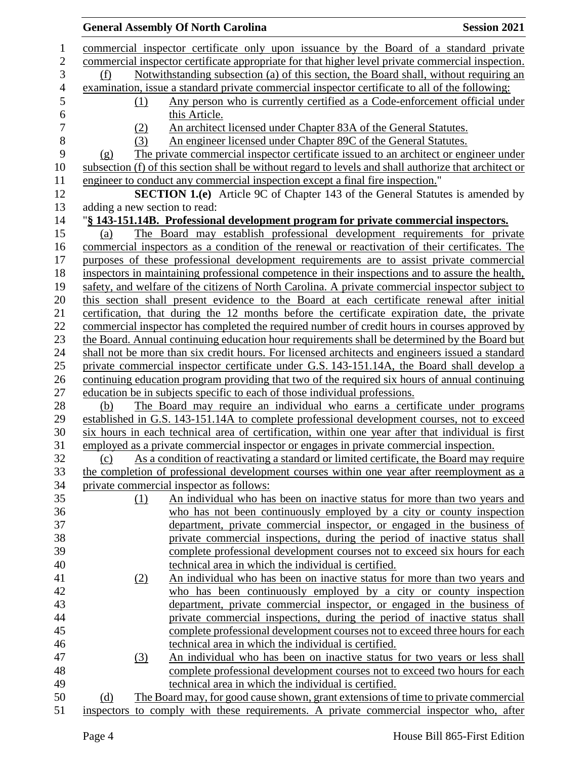commercial inspector certificate only upon issuance by the Board of a standard private commercial inspector certificate appropriate for that higher level private commercial inspection.

(f) Notwithstanding subsection (a) of this section, the Board shall, without requiring an examination, issue a standard private commercial inspector certificate to all of the following:

(1) Any person who is currently certified as a Code-enforcement official under this Article.

(2) An architect licensed under Chapter 83A of the General Statutes.

(3) An engineer licensed under Chapter 89C of the General Statutes.

(g) The private commercial inspector certificate issued to an architect or engineer under subsection (f) of this section shall be without regard to levels and shall authorize that architect or engineer to conduct any commercial inspection except a final fire inspection."

**SECTION 1.(e)** Article 9C of Chapter 143 of the General Statutes is amended by adding a new section to read:

"**§ 143-151.14B. Professional development program for private commercial inspectors.**

(a) The Board may establish professional development requirements for private commercial inspectors as a condition of the renewal or reactivation of their certificates. The purposes of these professional development requirements are to assist private commercial inspectors in maintaining professional competence in their inspections and to assure the health, safety, and welfare of the citizens of North Carolina. A private commercial inspector subject to this section shall present evidence to the Board at each certificate renewal after initial certification, that during the 12 months before the certificate expiration date, the private commercial inspector has completed the required number of credit hours in courses approved by the Board. Annual continuing education hour requirements shall be determined by the Board but shall not be more than six credit hours. For licensed architects and engineers issued a standard private commercial inspector certificate under G.S. 143-151.14A, the Board shall develop a continuing education program providing that two of the required six hours of annual continuing education be in subjects specific to each of those individual professions.

(b) The Board may require an individual who earns a certificate under programs established in G.S. 143-151.14A to complete professional development courses, not to exceed six hours in each technical area of certification, within one year after that individual is first employed as a private commercial inspector or engages in private commercial inspection.

(c) As a condition of reactivating a standard or limited certificate, the Board may require the completion of professional development courses within one year after reemployment as a private commercial inspector as follows:

(1) An individual who has been on inactive status for more than two years and who has not been continuously employed by a city or county inspection department, private commercial inspector, or engaged in the business of private commercial inspections, during the period of inactive status shall complete professional development courses not to exceed six hours for each technical area in which the individual is certified.

(2) An individual who has been on inactive status for more than two years and who has been continuously employed by a city or county inspection department, private commercial inspector, or engaged in the business of private commercial inspections, during the period of inactive status shall complete professional development courses not to exceed three hours for each technical area in which the individual is certified.

(3) An individual who has been on inactive status for two years or less shall complete professional development courses not to exceed two hours for each technical area in which the individual is certified.

(d) The Board may, for good cause shown, grant extensions of time to private commercial inspectors to comply with these requirements. A private commercial inspector who, after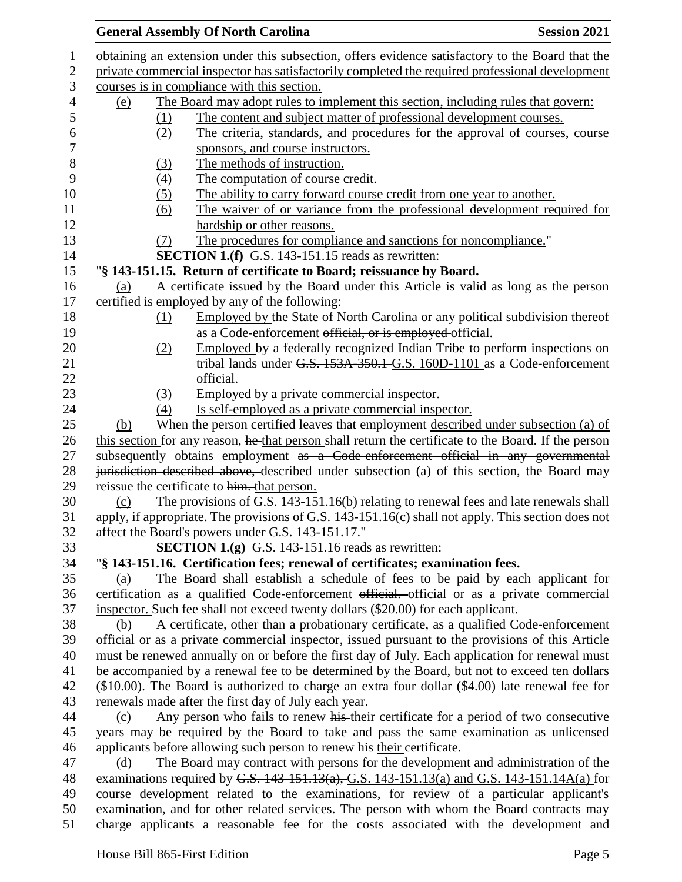obtaining an extension under this subsection, offers evidence satisfactory to the Board that the private commercial inspector has satisfactorily completed the required professional development courses is in compliance with this section.

(e) The Board may adopt rules to implement this section, including rules that govern:

(1) The content and subject matter of professional development courses.

(2) The criteria, standards, and procedures for the approval of courses, course sponsors, and course instructors.

(3) The methods of instruction.

(4) The computation of course credit.

(5) The ability to carry forward course credit from one year to another.

(6) The waiver of or variance from the professional development required for hardship or other reasons.

(7) The procedures for compliance and sanctions for noncompliance."

**SECTION 1.(f)** G.S. 143-151.15 reads as rewritten:

"**§ 143-151.15. Return of certificate to Board; reissuance by Board.**

(a) A certificate issued by the Board under this Article is valid as long as the person certified is ~~employed by~~ any of the following:

(1) Employed by the State of North Carolina or any political subdivision thereof as a Code-enforcement ~~official, or is employed~~ official.

(2) Employed by a federally recognized Indian Tribe to perform inspections on tribal lands under ~~G.S. 153A-350.1~~ G.S. 160D-1101 as a Code-enforcement official.

(3) Employed by a private commercial inspector.

(4) Is self-employed as a private commercial inspector.

(b) When the person certified leaves that employment described under subsection (a) of this section for any reason, ~~he~~ that person shall return the certificate to the Board. If the person subsequently obtains employment ~~as a Code-enforcement official in any governmental jurisdiction described above,~~ described under subsection (a) of this section, the Board may reissue the certificate to ~~him.~~ that person.

(c) The provisions of G.S. 143-151.16(b) relating to renewal fees and late renewals shall apply, if appropriate. The provisions of G.S. 143-151.16(c) shall not apply. This section does not affect the Board's powers under G.S. 143-151.17."

**SECTION 1.(g)** G.S. 143-151.16 reads as rewritten:

"**§ 143-151.16. Certification fees; renewal of certificates; examination fees.**

(a) The Board shall establish a schedule of fees to be paid by each applicant for certification as a qualified Code-enforcement ~~official.~~ official or as a private commercial inspector. Such fee shall not exceed twenty dollars ($20.00) for each applicant.

(b) A certificate, other than a probationary certificate, as a qualified Code-enforcement official or as a private commercial inspector, issued pursuant to the provisions of this Article must be renewed annually on or before the first day of July. Each application for renewal must be accompanied by a renewal fee to be determined by the Board, but not to exceed ten dollars ($10.00). The Board is authorized to charge an extra four dollar ($4.00) late renewal fee for renewals made after the first day of July each year.

(c) Any person who fails to renew ~~his~~ their certificate for a period of two consecutive years may be required by the Board to take and pass the same examination as unlicensed applicants before allowing such person to renew ~~his~~ their certificate.

(d) The Board may contract with persons for the development and administration of the examinations required by ~~G.S. 143-151.13(a),~~ G.S. 143-151.13(a) and G.S. 143-151.14A(a) for course development related to the examinations, for review of a particular applicant's examination, and for other related services. The person with whom the Board contracts may charge applicants a reasonable fee for the costs associated with the development and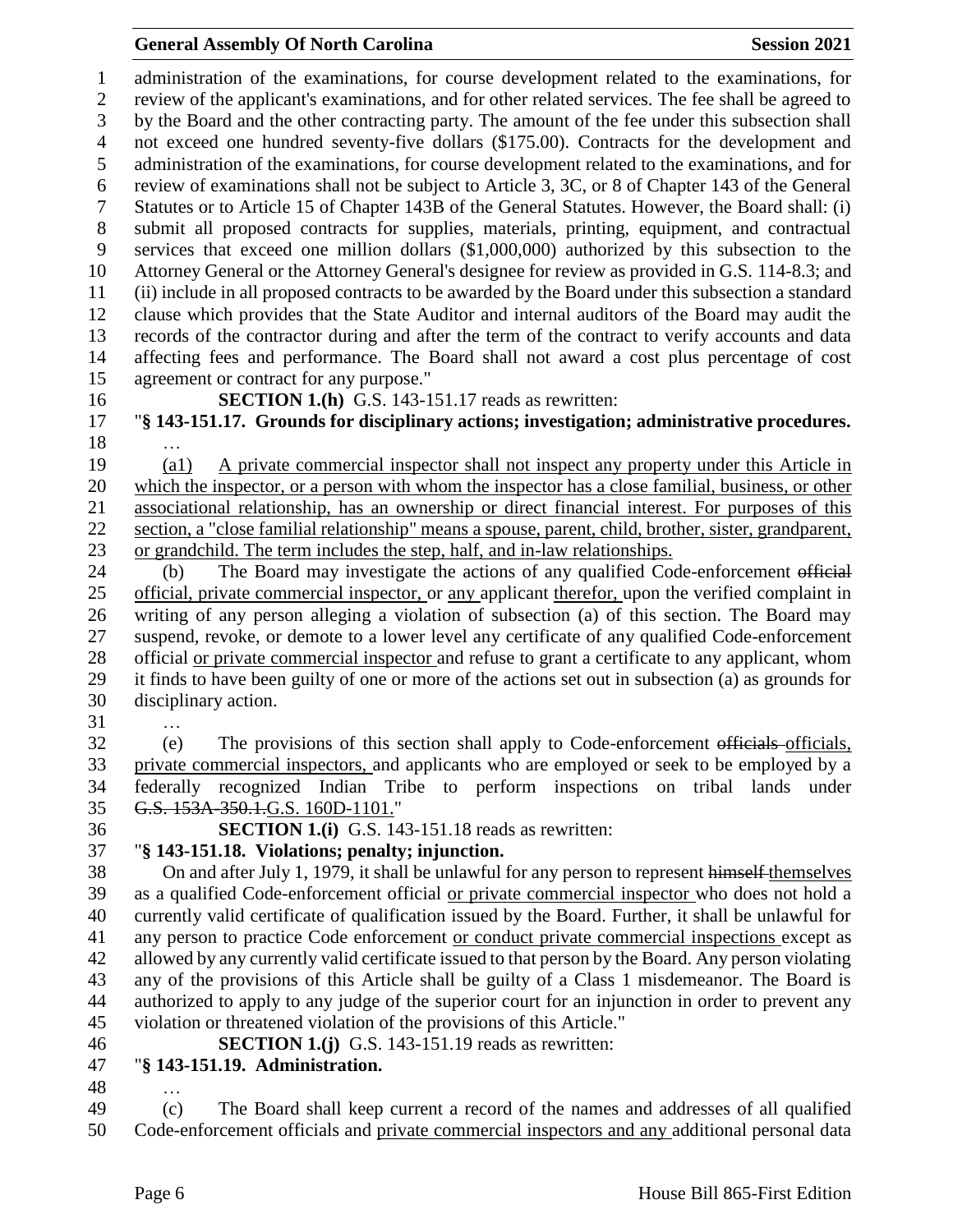administration of the examinations, for course development related to the examinations, for review of the applicant's examinations, and for other related services. The fee shall be agreed to by the Board and the other contracting party. The amount of the fee under this subsection shall not exceed one hundred seventy-five dollars ($175.00). Contracts for the development and administration of the examinations, for course development related to the examinations, and for review of examinations shall not be subject to Article 3, 3C, or 8 of Chapter 143 of the General Statutes or to Article 15 of Chapter 143B of the General Statutes. However, the Board shall: (i) submit all proposed contracts for supplies, materials, printing, equipment, and contractual services that exceed one million dollars ($1,000,000) authorized by this subsection to the Attorney General or the Attorney General's designee for review as provided in G.S. 114-8.3; and (ii) include in all proposed contracts to be awarded by the Board under this subsection a standard clause which provides that the State Auditor and internal auditors of the Board may audit the records of the contractor during and after the term of the contract to verify accounts and data affecting fees and performance. The Board shall not award a cost plus percentage of cost agreement or contract for any purpose."

**SECTION 1.(h)** G.S. 143-151.17 reads as rewritten:

"**§ 143-151.17. Grounds for disciplinary actions; investigation; administrative procedures.**

…

(a1) A private commercial inspector shall not inspect any property under this Article in which the inspector, or a person with whom the inspector has a close familial, business, or other associational relationship, has an ownership or direct financial interest. For purposes of this section, a "close familial relationship" means a spouse, parent, child, brother, sister, grandparent, or grandchild. The term includes the step, half, and in-law relationships.

(b) The Board may investigate the actions of any qualified Code-enforcement ~~official~~ official, private commercial inspector, or any applicant therefor, upon the verified complaint in writing of any person alleging a violation of subsection (a) of this section. The Board may suspend, revoke, or demote to a lower level any certificate of any qualified Code-enforcement official or private commercial inspector and refuse to grant a certificate to any applicant, whom it finds to have been guilty of one or more of the actions set out in subsection (a) as grounds for disciplinary action.

…

(e) The provisions of this section shall apply to Code-enforcement ~~officials~~ officials, private commercial inspectors, and applicants who are employed or seek to be employed by a federally recognized Indian Tribe to perform inspections on tribal lands under ~~G.S. 153A-350.1.~~G.S. 160D-1101."

**SECTION 1.(i)** G.S. 143-151.18 reads as rewritten:

"**§ 143-151.18. Violations; penalty; injunction.**

On and after July 1, 1979, it shall be unlawful for any person to represent ~~himself~~ themselves as a qualified Code-enforcement official or private commercial inspector who does not hold a currently valid certificate of qualification issued by the Board. Further, it shall be unlawful for any person to practice Code enforcement or conduct private commercial inspections except as allowed by any currently valid certificate issued to that person by the Board. Any person violating any of the provisions of this Article shall be guilty of a Class 1 misdemeanor. The Board is authorized to apply to any judge of the superior court for an injunction in order to prevent any violation or threatened violation of the provisions of this Article."

**SECTION 1.(j)** G.S. 143-151.19 reads as rewritten:

"**§ 143-151.19. Administration.**

…

(c) The Board shall keep current a record of the names and addresses of all qualified Code-enforcement officials and private commercial inspectors and any additional personal data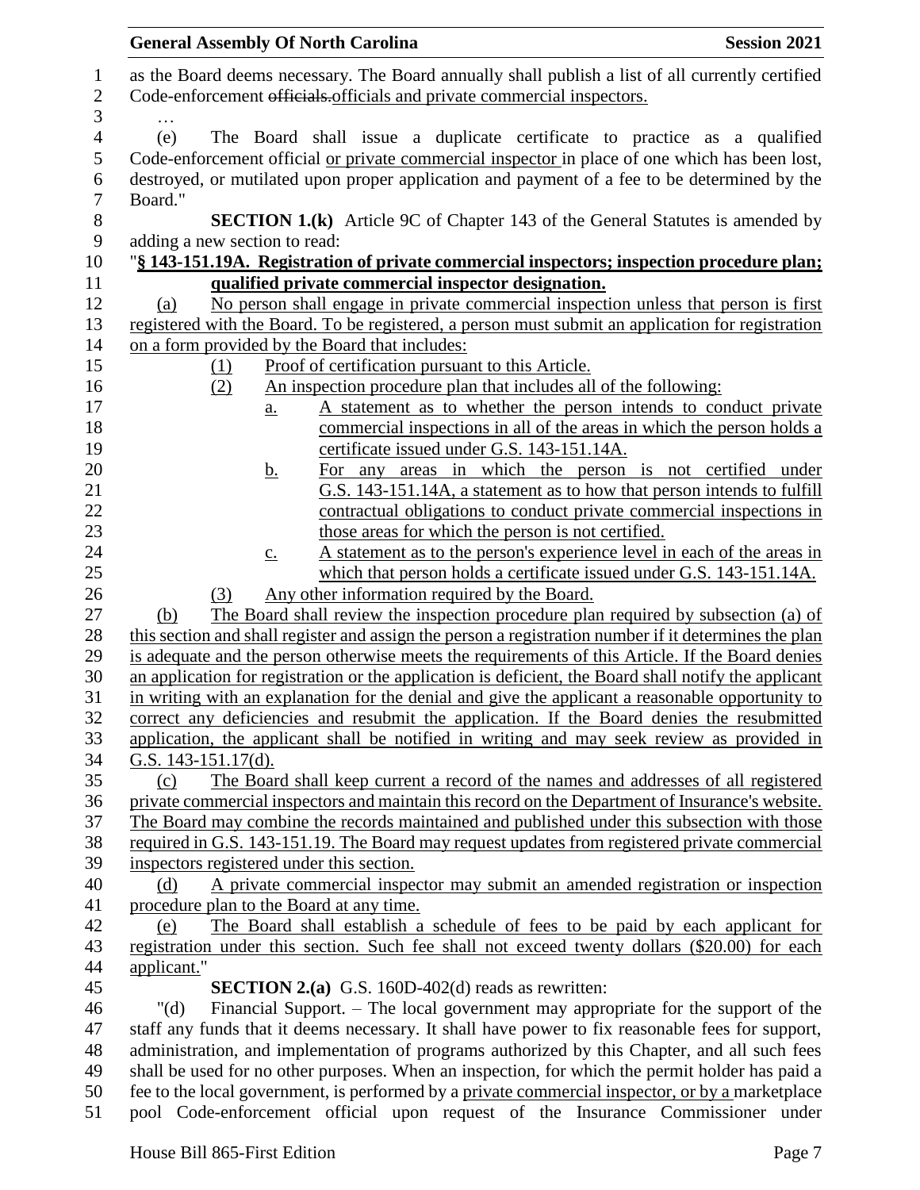as the Board deems necessary. The Board annually shall publish a list of all currently certified Code-enforcement ~~officials.~~officials and private commercial inspectors.

…

(e) The Board shall issue a duplicate certificate to practice as a qualified Code-enforcement official or private commercial inspector in place of one which has been lost, destroyed, or mutilated upon proper application and payment of a fee to be determined by the Board."

**SECTION 1.(k)** Article 9C of Chapter 143 of the General Statutes is amended by adding a new section to read:

"**§ 143-151.19A. Registration of private commercial inspectors; inspection procedure plan; qualified private commercial inspector designation.**

(a) No person shall engage in private commercial inspection unless that person is first registered with the Board. To be registered, a person must submit an application for registration on a form provided by the Board that includes:

(1) Proof of certification pursuant to this Article.

(2) An inspection procedure plan that includes all of the following:

a. A statement as to whether the person intends to conduct private commercial inspections in all of the areas in which the person holds a certificate issued under G.S. 143-151.14A.

b. For any areas in which the person is not certified under G.S. 143-151.14A, a statement as to how that person intends to fulfill contractual obligations to conduct private commercial inspections in those areas for which the person is not certified.

c. A statement as to the person's experience level in each of the areas in which that person holds a certificate issued under G.S. 143-151.14A.

(3) Any other information required by the Board.

(b) The Board shall review the inspection procedure plan required by subsection (a) of this section and shall register and assign the person a registration number if it determines the plan is adequate and the person otherwise meets the requirements of this Article. If the Board denies an application for registration or the application is deficient, the Board shall notify the applicant in writing with an explanation for the denial and give the applicant a reasonable opportunity to correct any deficiencies and resubmit the application. If the Board denies the resubmitted application, the applicant shall be notified in writing and may seek review as provided in G.S. 143-151.17(d).

(c) The Board shall keep current a record of the names and addresses of all registered private commercial inspectors and maintain this record on the Department of Insurance's website. The Board may combine the records maintained and published under this subsection with those required in G.S. 143-151.19. The Board may request updates from registered private commercial inspectors registered under this section.

(d) A private commercial inspector may submit an amended registration or inspection procedure plan to the Board at any time.

(e) The Board shall establish a schedule of fees to be paid by each applicant for registration under this section. Such fee shall not exceed twenty dollars ($20.00) for each applicant."

**SECTION 2.(a)** G.S. 160D-402(d) reads as rewritten:

"(d) Financial Support. – The local government may appropriate for the support of the staff any funds that it deems necessary. It shall have power to fix reasonable fees for support, administration, and implementation of programs authorized by this Chapter, and all such fees shall be used for no other purposes. When an inspection, for which the permit holder has paid a fee to the local government, is performed by a private commercial inspector, or by a marketplace pool Code-enforcement official upon request of the Insurance Commissioner under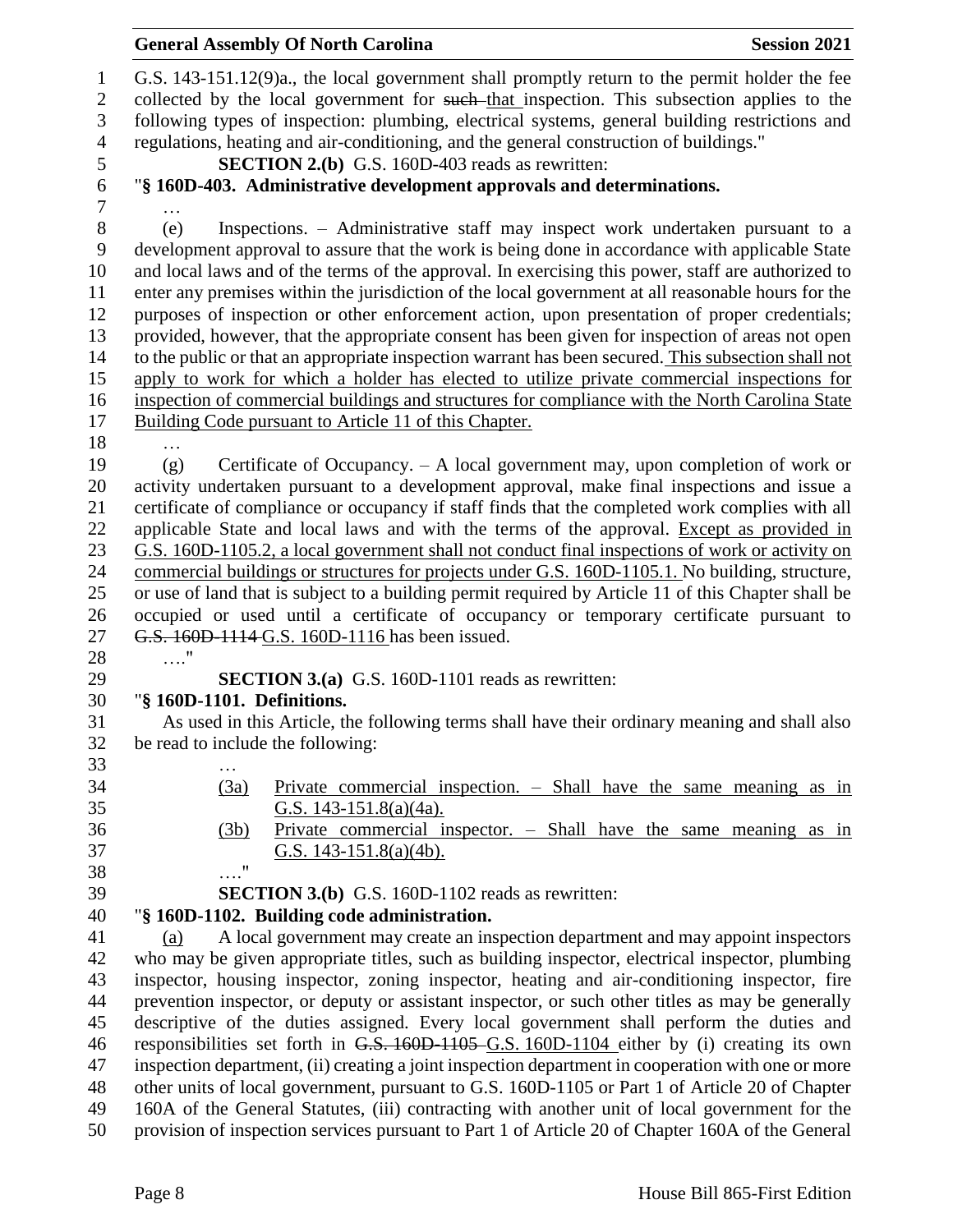G.S. 143-151.12(9)a., the local government shall promptly return to the permit holder the fee collected by the local government for ~~such~~ that inspection. This subsection applies to the following types of inspection: plumbing, electrical systems, general building restrictions and regulations, heating and air-conditioning, and the general construction of buildings."

**SECTION 2.(b)** G.S. 160D-403 reads as rewritten:

"**§ 160D-403. Administrative development approvals and determinations.**

…

(e) Inspections. – Administrative staff may inspect work undertaken pursuant to a development approval to assure that the work is being done in accordance with applicable State and local laws and of the terms of the approval. In exercising this power, staff are authorized to enter any premises within the jurisdiction of the local government at all reasonable hours for the purposes of inspection or other enforcement action, upon presentation of proper credentials; provided, however, that the appropriate consent has been given for inspection of areas not open to the public or that an appropriate inspection warrant has been secured. <u>This subsection shall not apply to work for which a holder has elected to utilize private commercial inspections for inspection of commercial buildings and structures for compliance with the North Carolina State Building Code pursuant to Article 11 of this Chapter.</u>

…

(g) Certificate of Occupancy. – A local government may, upon completion of work or activity undertaken pursuant to a development approval, make final inspections and issue a certificate of compliance or occupancy if staff finds that the completed work complies with all applicable State and local laws and with the terms of the approval. <u>Except as provided in G.S. 160D-1105.2, a local government shall not conduct final inspections of work or activity on commercial buildings or structures for projects under G.S. 160D-1105.1.</u> No building, structure, or use of land that is subject to a building permit required by Article 11 of this Chapter shall be occupied or used until a certificate of occupancy or temporary certificate pursuant to ~~G.S. 160D-1114~~ <u>G.S. 160D-1116</u> has been issued.

…."

**SECTION 3.(a)** G.S. 160D-1101 reads as rewritten:

"**§ 160D-1101. Definitions.**

As used in this Article, the following terms shall have their ordinary meaning and shall also be read to include the following:

…

<u>(3a) Private commercial inspection. – Shall have the same meaning as in G.S. 143-151.8(a)(4a).</u>

<u>(3b) Private commercial inspector. – Shall have the same meaning as in G.S. 143-151.8(a)(4b).</u>

…."

**SECTION 3.(b)** G.S. 160D-1102 reads as rewritten:

"**§ 160D-1102. Building code administration.**

<u>(a)</u> A local government may create an inspection department and may appoint inspectors who may be given appropriate titles, such as building inspector, electrical inspector, plumbing inspector, housing inspector, zoning inspector, heating and air-conditioning inspector, fire prevention inspector, or deputy or assistant inspector, or such other titles as may be generally descriptive of the duties assigned. Every local government shall perform the duties and responsibilities set forth in ~~G.S. 160D-1105~~ <u>G.S. 160D-1104</u> either by (i) creating its own inspection department, (ii) creating a joint inspection department in cooperation with one or more other units of local government, pursuant to G.S. 160D-1105 or Part 1 of Article 20 of Chapter 160A of the General Statutes, (iii) contracting with another unit of local government for the provision of inspection services pursuant to Part 1 of Article 20 of Chapter 160A of the General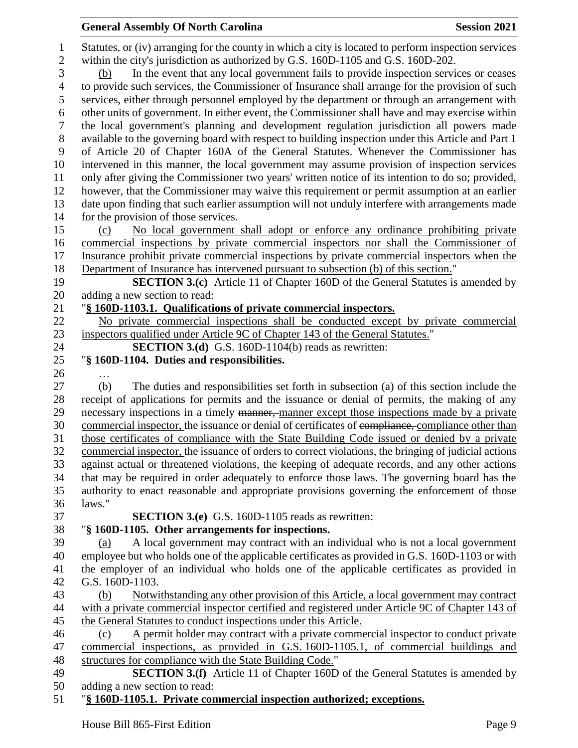Statutes, or (iv) arranging for the county in which a city is located to perform inspection services within the city's jurisdiction as authorized by G.S. 160D-1105 and G.S. 160D-202.

(b) In the event that any local government fails to provide inspection services or ceases to provide such services, the Commissioner of Insurance shall arrange for the provision of such services, either through personnel employed by the department or through an arrangement with other units of government. In either event, the Commissioner shall have and may exercise within the local government's planning and development regulation jurisdiction all powers made available to the governing board with respect to building inspection under this Article and Part 1 of Article 20 of Chapter 160A of the General Statutes. Whenever the Commissioner has intervened in this manner, the local government may assume provision of inspection services only after giving the Commissioner two years' written notice of its intention to do so; provided, however, that the Commissioner may waive this requirement or permit assumption at an earlier date upon finding that such earlier assumption will not unduly interfere with arrangements made for the provision of those services.

(c) No local government shall adopt or enforce any ordinance prohibiting private commercial inspections by private commercial inspectors nor shall the Commissioner of Insurance prohibit private commercial inspections by private commercial inspectors when the Department of Insurance has intervened pursuant to subsection (b) of this section."

**SECTION 3.(c)** Article 11 of Chapter 160D of the General Statutes is amended by adding a new section to read:

"**§ 160D-1103.1. Qualifications of private commercial inspectors.**

No private commercial inspections shall be conducted except by private commercial inspectors qualified under Article 9C of Chapter 143 of the General Statutes."

**SECTION 3.(d)** G.S. 160D-1104(b) reads as rewritten:

"**§ 160D-1104. Duties and responsibilities.**

…

(b) The duties and responsibilities set forth in subsection (a) of this section include the receipt of applications for permits and the issuance or denial of permits, the making of any necessary inspections in a timely ~~manner,~~ manner except those inspections made by a private commercial inspector, the issuance or denial of certificates of ~~compliance,~~ compliance other than those certificates of compliance with the State Building Code issued or denied by a private commercial inspector, the issuance of orders to correct violations, the bringing of judicial actions against actual or threatened violations, the keeping of adequate records, and any other actions that may be required in order adequately to enforce those laws. The governing board has the authority to enact reasonable and appropriate provisions governing the enforcement of those laws."

**SECTION 3.(e)** G.S. 160D-1105 reads as rewritten:

"**§ 160D-1105. Other arrangements for inspections.**

(a) A local government may contract with an individual who is not a local government employee but who holds one of the applicable certificates as provided in G.S. 160D-1103 or with the employer of an individual who holds one of the applicable certificates as provided in G.S. 160D-1103.

(b) Notwithstanding any other provision of this Article, a local government may contract with a private commercial inspector certified and registered under Article 9C of Chapter 143 of the General Statutes to conduct inspections under this Article.

(c) A permit holder may contract with a private commercial inspector to conduct private commercial inspections, as provided in G.S. 160D-1105.1, of commercial buildings and structures for compliance with the State Building Code."

**SECTION 3.(f)** Article 11 of Chapter 160D of the General Statutes is amended by adding a new section to read:

"**§ 160D-1105.1. Private commercial inspection authorized; exceptions.**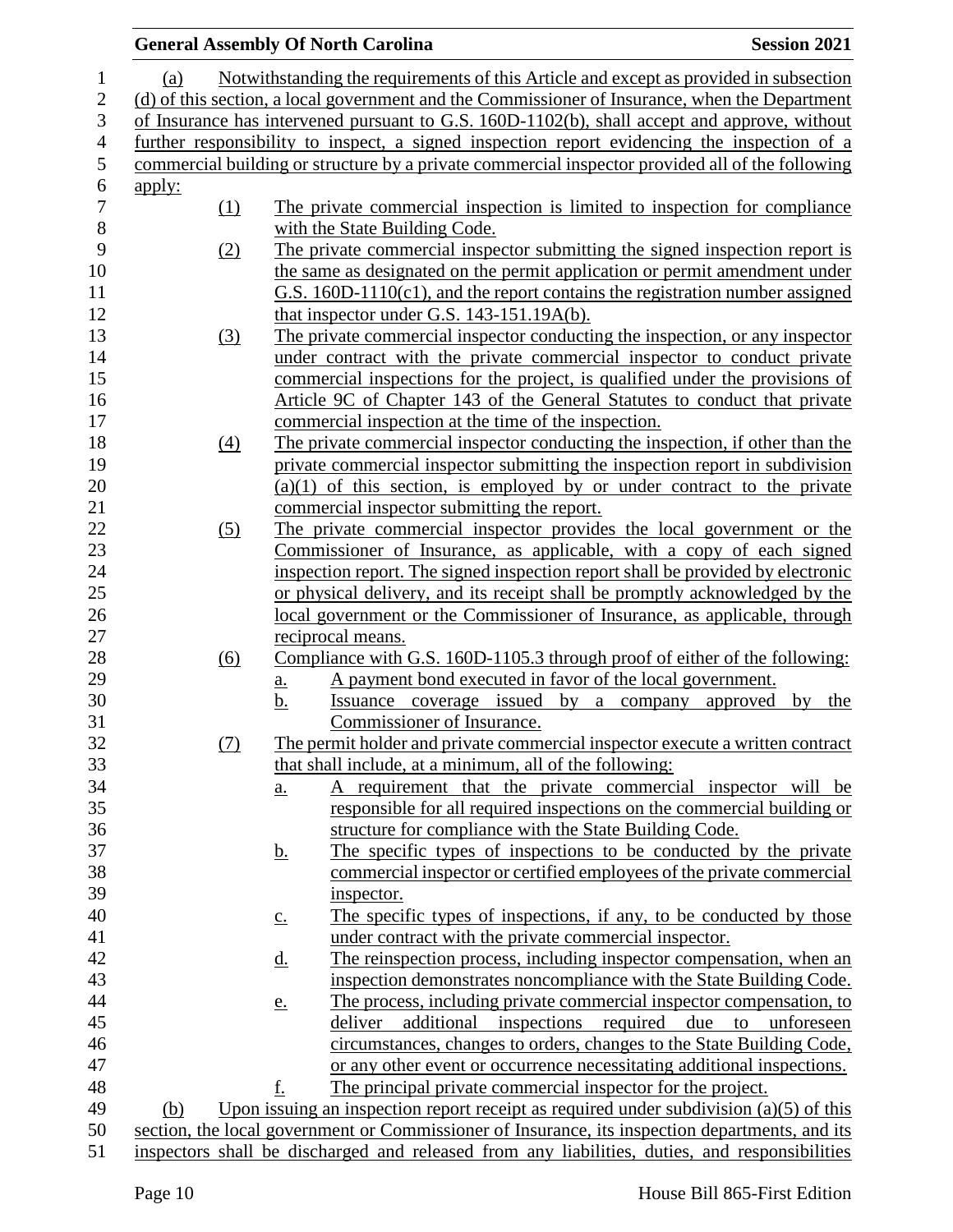(a) Notwithstanding the requirements of this Article and except as provided in subsection (d) of this section, a local government and the Commissioner of Insurance, when the Department of Insurance has intervened pursuant to G.S. 160D-1102(b), shall accept and approve, without further responsibility to inspect, a signed inspection report evidencing the inspection of a commercial building or structure by a private commercial inspector provided all of the following apply:

(1) The private commercial inspection is limited to inspection for compliance with the State Building Code.

(2) The private commercial inspector submitting the signed inspection report is the same as designated on the permit application or permit amendment under G.S. 160D-1110(c1), and the report contains the registration number assigned that inspector under G.S. 143-151.19A(b).

(3) The private commercial inspector conducting the inspection, or any inspector under contract with the private commercial inspector to conduct private commercial inspections for the project, is qualified under the provisions of Article 9C of Chapter 143 of the General Statutes to conduct that private commercial inspection at the time of the inspection.

(4) The private commercial inspector conducting the inspection, if other than the private commercial inspector submitting the inspection report in subdivision (a)(1) of this section, is employed by or under contract to the private commercial inspector submitting the report.

(5) The private commercial inspector provides the local government or the Commissioner of Insurance, as applicable, with a copy of each signed inspection report. The signed inspection report shall be provided by electronic or physical delivery, and its receipt shall be promptly acknowledged by the local government or the Commissioner of Insurance, as applicable, through reciprocal means.

(6) Compliance with G.S. 160D-1105.3 through proof of either of the following:

   a. A payment bond executed in favor of the local government.

   b. Issuance coverage issued by a company approved by the Commissioner of Insurance.

(7) The permit holder and private commercial inspector execute a written contract that shall include, at a minimum, all of the following:

   a. A requirement that the private commercial inspector will be responsible for all required inspections on the commercial building or structure for compliance with the State Building Code.

   b. The specific types of inspections to be conducted by the private commercial inspector or certified employees of the private commercial inspector.

   c. The specific types of inspections, if any, to be conducted by those under contract with the private commercial inspector.

   d. The reinspection process, including inspector compensation, when an inspection demonstrates noncompliance with the State Building Code.

   e. The process, including private commercial inspector compensation, to deliver additional inspections required due to unforeseen circumstances, changes to orders, changes to the State Building Code, or any other event or occurrence necessitating additional inspections.

   f. The principal private commercial inspector for the project.

(b) Upon issuing an inspection report receipt as required under subdivision (a)(5) of this section, the local government or Commissioner of Insurance, its inspection departments, and its inspectors shall be discharged and released from any liabilities, duties, and responsibilities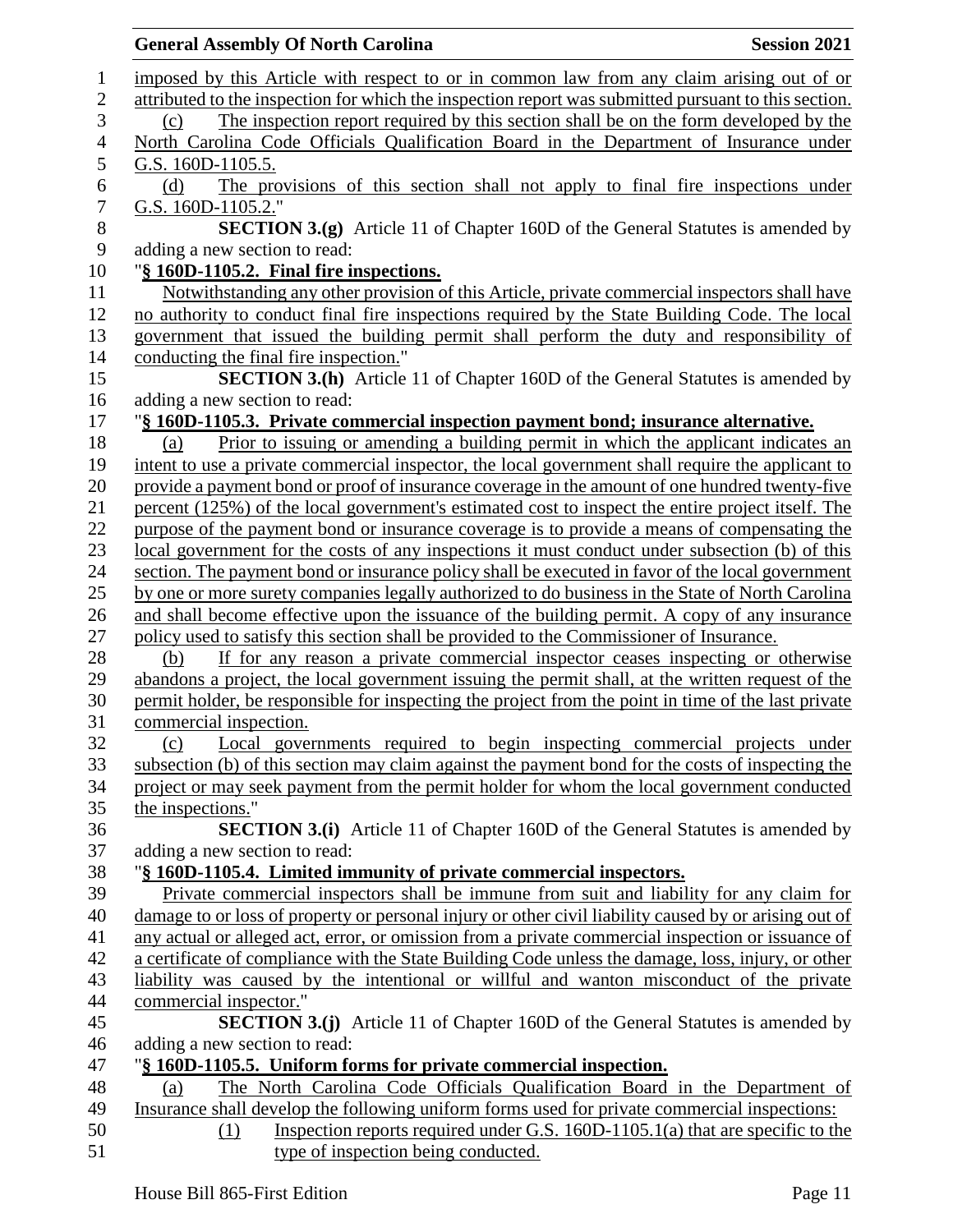imposed by this Article with respect to or in common law from any claim arising out of or attributed to the inspection for which the inspection report was submitted pursuant to this section.

(c) The inspection report required by this section shall be on the form developed by the North Carolina Code Officials Qualification Board in the Department of Insurance under G.S. 160D-1105.5.

(d) The provisions of this section shall not apply to final fire inspections under G.S. 160D-1105.2."

**SECTION 3.(g)** Article 11 of Chapter 160D of the General Statutes is amended by adding a new section to read:

"**§ 160D-1105.2. Final fire inspections.**

Notwithstanding any other provision of this Article, private commercial inspectors shall have no authority to conduct final fire inspections required by the State Building Code. The local government that issued the building permit shall perform the duty and responsibility of conducting the final fire inspection."

**SECTION 3.(h)** Article 11 of Chapter 160D of the General Statutes is amended by adding a new section to read:

"**§ 160D-1105.3. Private commercial inspection payment bond; insurance alternative.**

(a) Prior to issuing or amending a building permit in which the applicant indicates an intent to use a private commercial inspector, the local government shall require the applicant to provide a payment bond or proof of insurance coverage in the amount of one hundred twenty-five percent (125%) of the local government's estimated cost to inspect the entire project itself. The purpose of the payment bond or insurance coverage is to provide a means of compensating the local government for the costs of any inspections it must conduct under subsection (b) of this section. The payment bond or insurance policy shall be executed in favor of the local government by one or more surety companies legally authorized to do business in the State of North Carolina and shall become effective upon the issuance of the building permit. A copy of any insurance policy used to satisfy this section shall be provided to the Commissioner of Insurance.

(b) If for any reason a private commercial inspector ceases inspecting or otherwise abandons a project, the local government issuing the permit shall, at the written request of the permit holder, be responsible for inspecting the project from the point in time of the last private commercial inspection.

(c) Local governments required to begin inspecting commercial projects under subsection (b) of this section may claim against the payment bond for the costs of inspecting the project or may seek payment from the permit holder for whom the local government conducted the inspections."

**SECTION 3.(i)** Article 11 of Chapter 160D of the General Statutes is amended by adding a new section to read:

"**§ 160D-1105.4. Limited immunity of private commercial inspectors.**

Private commercial inspectors shall be immune from suit and liability for any claim for damage to or loss of property or personal injury or other civil liability caused by or arising out of any actual or alleged act, error, or omission from a private commercial inspection or issuance of a certificate of compliance with the State Building Code unless the damage, loss, injury, or other liability was caused by the intentional or willful and wanton misconduct of the private commercial inspector."

**SECTION 3.(j)** Article 11 of Chapter 160D of the General Statutes is amended by adding a new section to read:

"**§ 160D-1105.5. Uniform forms for private commercial inspection.**

(a) The North Carolina Code Officials Qualification Board in the Department of Insurance shall develop the following uniform forms used for private commercial inspections:

(1) Inspection reports required under G.S. 160D-1105.1(a) that are specific to the type of inspection being conducted.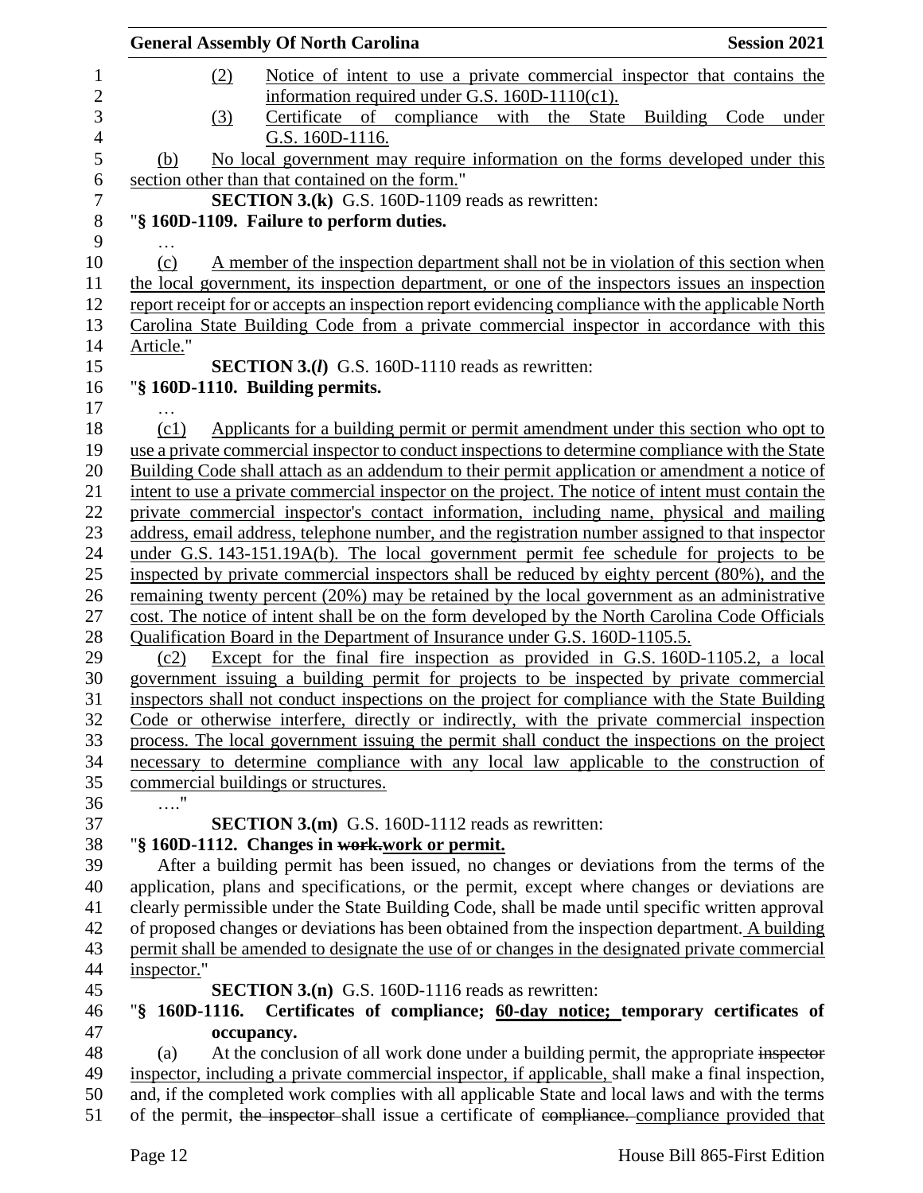(2) Notice of intent to use a private commercial inspector that contains the information required under G.S. 160D-1110(c1).

(3) Certificate of compliance with the State Building Code under G.S. 160D-1116.

(b) No local government may require information on the forms developed under this section other than that contained on the form."

**SECTION 3.(k)** G.S. 160D-1109 reads as rewritten:

"**§ 160D-1109. Failure to perform duties.**

…

(c) A member of the inspection department shall not be in violation of this section when the local government, its inspection department, or one of the inspectors issues an inspection report receipt for or accepts an inspection report evidencing compliance with the applicable North Carolina State Building Code from a private commercial inspector in accordance with this Article."

**SECTION 3.(*l*)** G.S. 160D-1110 reads as rewritten:

"**§ 160D-1110. Building permits.**

…

(c1) Applicants for a building permit or permit amendment under this section who opt to use a private commercial inspector to conduct inspections to determine compliance with the State Building Code shall attach as an addendum to their permit application or amendment a notice of intent to use a private commercial inspector on the project. The notice of intent must contain the private commercial inspector's contact information, including name, physical and mailing address, email address, telephone number, and the registration number assigned to that inspector under G.S. 143-151.19A(b). The local government permit fee schedule for projects to be inspected by private commercial inspectors shall be reduced by eighty percent (80%), and the remaining twenty percent (20%) may be retained by the local government as an administrative cost. The notice of intent shall be on the form developed by the North Carolina Code Officials Qualification Board in the Department of Insurance under G.S. 160D-1105.5.

(c2) Except for the final fire inspection as provided in G.S. 160D-1105.2, a local government issuing a building permit for projects to be inspected by private commercial inspectors shall not conduct inspections on the project for compliance with the State Building Code or otherwise interfere, directly or indirectly, with the private commercial inspection process. The local government issuing the permit shall conduct the inspections on the project necessary to determine compliance with any local law applicable to the construction of commercial buildings or structures.

…."

**SECTION 3.(m)** G.S. 160D-1112 reads as rewritten:

"**§ 160D-1112. Changes in ~~work.~~work or permit.**

After a building permit has been issued, no changes or deviations from the terms of the application, plans and specifications, or the permit, except where changes or deviations are clearly permissible under the State Building Code, shall be made until specific written approval of proposed changes or deviations has been obtained from the inspection department. A building permit shall be amended to designate the use of or changes in the designated private commercial inspector."

**SECTION 3.(n)** G.S. 160D-1116 reads as rewritten:

"**§ 160D-1116. Certificates of compliance; 60-day notice; temporary certificates of occupancy.**

(a) At the conclusion of all work done under a building permit, the appropriate ~~inspector~~ inspector, including a private commercial inspector, if applicable, shall make a final inspection, and, if the completed work complies with all applicable State and local laws and with the terms of the permit, ~~the inspector~~ shall issue a certificate of ~~compliance.~~ compliance provided that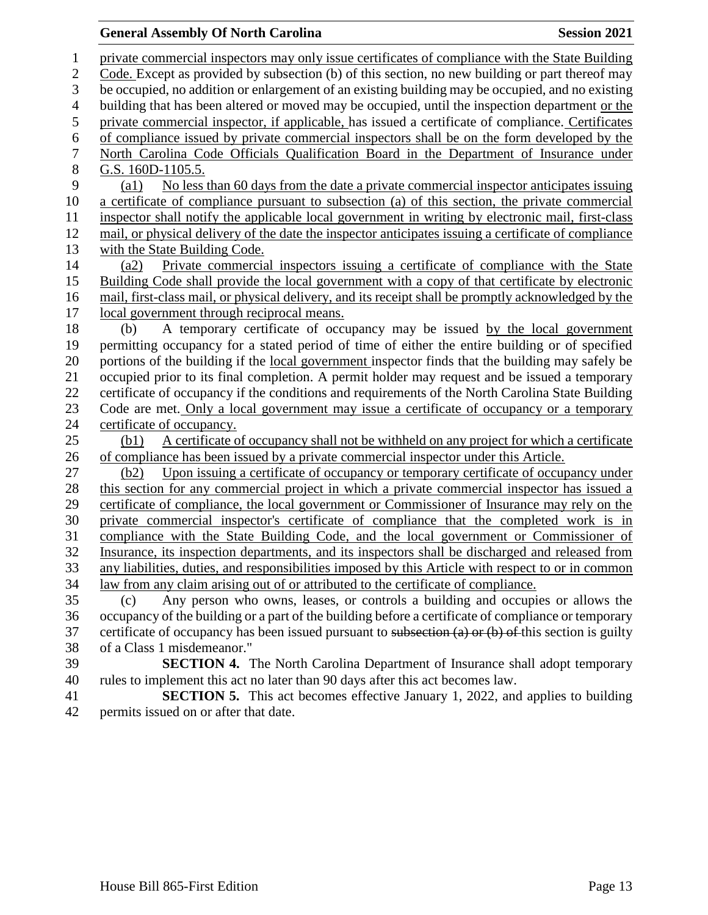private commercial inspectors may only issue certificates of compliance with the State Building Code. Except as provided by subsection (b) of this section, no new building or part thereof may be occupied, no addition or enlargement of an existing building may be occupied, and no existing building that has been altered or moved may be occupied, until the inspection department or the private commercial inspector, if applicable, has issued a certificate of compliance. Certificates of compliance issued by private commercial inspectors shall be on the form developed by the North Carolina Code Officials Qualification Board in the Department of Insurance under G.S. 160D-1105.5.

(a1) No less than 60 days from the date a private commercial inspector anticipates issuing a certificate of compliance pursuant to subsection (a) of this section, the private commercial inspector shall notify the applicable local government in writing by electronic mail, first-class mail, or physical delivery of the date the inspector anticipates issuing a certificate of compliance with the State Building Code.

(a2) Private commercial inspectors issuing a certificate of compliance with the State Building Code shall provide the local government with a copy of that certificate by electronic mail, first-class mail, or physical delivery, and its receipt shall be promptly acknowledged by the local government through reciprocal means.

(b) A temporary certificate of occupancy may be issued by the local government permitting occupancy for a stated period of time of either the entire building or of specified portions of the building if the local government inspector finds that the building may safely be occupied prior to its final completion. A permit holder may request and be issued a temporary certificate of occupancy if the conditions and requirements of the North Carolina State Building Code are met. Only a local government may issue a certificate of occupancy or a temporary certificate of occupancy.

(b1) A certificate of occupancy shall not be withheld on any project for which a certificate of compliance has been issued by a private commercial inspector under this Article.

(b2) Upon issuing a certificate of occupancy or temporary certificate of occupancy under this section for any commercial project in which a private commercial inspector has issued a certificate of compliance, the local government or Commissioner of Insurance may rely on the private commercial inspector's certificate of compliance that the completed work is in compliance with the State Building Code, and the local government or Commissioner of Insurance, its inspection departments, and its inspectors shall be discharged and released from any liabilities, duties, and responsibilities imposed by this Article with respect to or in common law from any claim arising out of or attributed to the certificate of compliance.

(c) Any person who owns, leases, or controls a building and occupies or allows the occupancy of the building or a part of the building before a certificate of compliance or temporary certificate of occupancy has been issued pursuant to ~~subsection (a) or (b) of~~ this section is guilty of a Class 1 misdemeanor."

**SECTION 4.** The North Carolina Department of Insurance shall adopt temporary rules to implement this act no later than 90 days after this act becomes law.

**SECTION 5.** This act becomes effective January 1, 2022, and applies to building permits issued on or after that date.